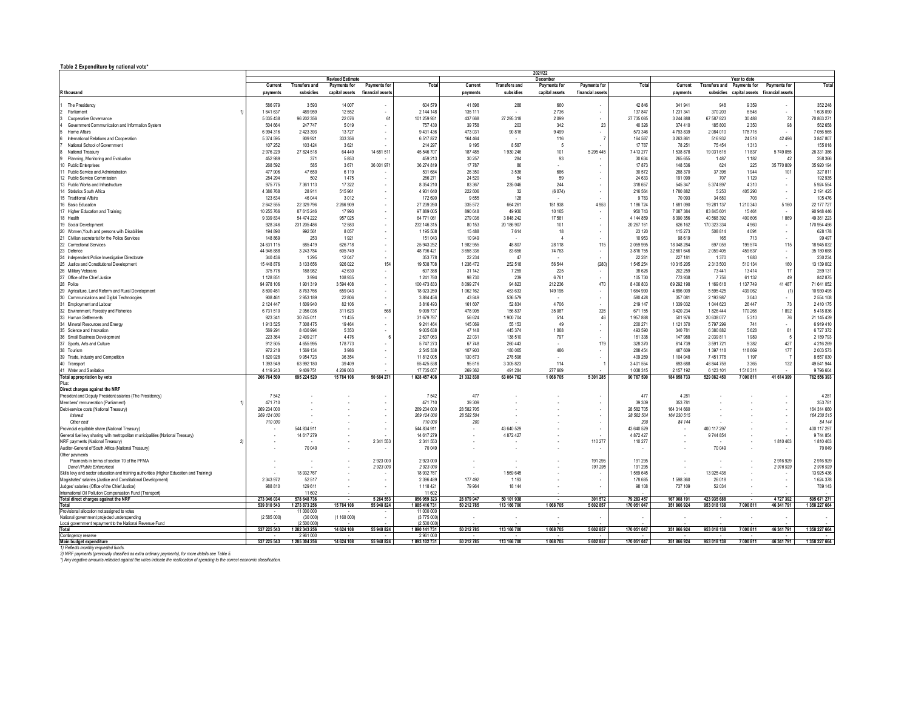**Table 2 Expenditure by national vote***

| R thousand | | Revised Estimate | | | | | December 2021/22 | | | | | Year to date | | | | |
|---|---|---|---|---|---|---|---|---|---|---|---|---|---|---|---|---|
| | | Current payments | Transfers and subsidies | Payments for capital assets | Payments for financial assets | Total | Current payments | Transfers and subsidies | Payments for capital assets | Payments for financial assets | Total | Current payments | Transfers and subsidies | Payments for capital assets | Payments for financial assets | Total |
| 1 The Presidency | | 586 979 | 3 593 | 14 007 | - | 604 579 | 41 898 | 288 | 660 | - | 42 846 | 341 941 | 948 | 9 359 | - | 352 248 |
| 2 Parliament | 1) | 1 641 637 | 489 959 | 12 552 | - | 2 144 148 | 135 111 | - | 2 736 | - | 137 847 | 1 231 341 | 370 203 | 6 546 | - | 1 608 090 |
| 3 Cooperative Governance | | 5 035 438 | 96 202 356 | 22 076 | 61 | 101 259 931 | 437 668 | 27 295 318 | 2 099 | - | 27 735 085 | 3 244 888 | 67 587 823 | 30 488 | 72 | 70 863 271 |
| 4 Government Communication and Information System | | 504 664 | 247 747 | 5 019 | - | 757 430 | 39 758 | 203 | 342 | 23 | 40 326 | 374 410 | 185 800 | 2 350 | 98 | 562 658 |
| 5 Home Affairs | | 6 994 316 | 2 423 393 | 13 727 | - | 9 431 436 | 473 031 | 90 816 | 9 499 | - | 573 346 | 4 793 839 | 2 084 010 | 178 716 | - | 7 056 565 |
| 6 International Relations and Cooperation | | 5 374 595 | 809 921 | 333 356 | - | 6 517 872 | 164 464 | - | 116 | 7 | 164 587 | 3 263 861 | 516 932 | 24 518 | 42 496 | 3 847 807 |
| 7 National School of Government | | 107 252 | 103 424 | 3 621 | - | 214 297 | 9 195 | 8 587 | 5 | - | 17 787 | 78 251 | 75 454 | 1 313 | - | 155 018 |
| 8 National Treasury | | 2 976 229 | 27 824 518 | 64 449 | 14 681 511 | 45 546 707 | 187 485 | 1 930 246 | 101 | 5 295 445 | 7 413 277 | 1 538 878 | 19 031 616 | 11 837 | 5 749 055 | 26 331 386 |
| 9 Planning, Monitoring and Evaluation | | 452 989 | 371 | 5 853 | - | 459 213 | 30 257 | 284 | 93 | - | 30 634 | 265 655 | 1 487 | 1 182 | 42 | 268 366 |
| 10 Public Enterprises | | 268 592 | 585 | 3 671 | 36 001 971 | 36 274 819 | 17 787 | 86 | - | - | 17 873 | 148 536 | 624 | 225 | 35 770 809 | 35 920 194 |
| 11 Public Service and Administration | | 477 906 | 47 659 | 6 119 | - | 531 684 | 26 350 | 3 536 | 686 | - | 30 572 | 288 370 | 37 396 | 1 944 | 101 | 327 811 |
| 12 Public Service Commission | | 284 294 | 502 | 1 475 | - | 286 271 | 24 520 | 54 | 59 | - | 24 633 | 191 099 | 707 | 1 129 | - | 192 935 |
| 13 Public Works and Infrastructure | | 975 775 | 7 361 113 | 17 322 | - | 8 354 210 | 83 367 | 235 046 | 244 | - | 318 657 | 545 347 | 5 374 897 | 4 310 | - | 5 924 554 |
| 14 Statistics South Africa | | 4 386 768 | 28 911 | 515 961 | - | 4 931 640 | 222 606 | 32 | (6 074) | - | 216 564 | 1 780 882 | 5 253 | 405 290 | - | 2 191 425 |
| 15 Traditional Affairs | | 123 634 | 46 044 | 3 012 | - | 172 690 | 9 655 | 128 | - | - | 9 783 | 70 093 | 34 680 | 703 | - | 105 476 |
| 16 Basic Education | | 2 642 555 | 22 329 796 | 2 266 909 | - | 27 239 260 | 335 572 | 664 261 | 181 938 | 4 953 | 1 186 724 | 1 681 090 | 19 281 137 | 1 210 340 | 5 160 | 22 177 727 |
| 17 Higher Education and Training | | 10 255 766 | 87 615 246 | 17 993 | - | 97 889 005 | 890 648 | 49 930 | 10 165 | - | 950 743 | 7 087 384 | 83 845 601 | 15 461 | - | 90 948 446 |
| 18 Health | | 9 339 834 | 54 474 222 | 957 025 | - | 64 771 081 | 279 036 | 3 848 242 | 17 581 | - | 4 144 859 | 8 390 356 | 40 568 392 | 400 606 | 1 869 | 49 361 223 |
| 19 Social Development | | 928 246 | 231 205 486 | 12 583 | - | 232 146 315 | 80 153 | 20 186 907 | 101 | - | 20 267 161 | 626 162 | 170 323 334 | 4 960 | - | 170 954 456 |
| 20 Women,Youth and persons with Disabilities | | 194 890 | 992 561 | 8 057 | - | 1 195 508 | 15 488 | 7 614 | 18 | - | 23 120 | 115 273 | 508 814 | 4 091 | - | 628 178 |
| 21 Civilian secretariat for the Police Services | | 148 869 | 253 | 1 921 | - | 151 043 | 10 949 | - | 4 | - | 10 953 | 98 619 | 165 | 713 | - | 99 497 |
| 22 Correctional Services | | 24 631 115 | 685 419 | 626 718 | - | 25 943 252 | 1 982 955 | 48 807 | 28 118 | 115 | 2 059 995 | 18 048 284 | 697 059 | 199 574 | 115 | 18 945 032 |
| 23 Defence | | 44 946 888 | 3 243 784 | 605 749 | - | 48 796 421 | 3 658 336 | 83 656 | 74 763 | - | 3 816 755 | 32 661 646 | 2 059 405 | 459 637 | - | 35 180 688 |
| 24 Independent Police Investigative Directorate | | 340 436 | 1 295 | 12 047 | - | 353 778 | 22 234 | 47 | - | - | 22 281 | 227 181 | 1 370 | 1 683 | - | 230 234 |
| 25 Justice and Constitutional Development | | 15 448 876 | 3 133 656 | 926 022 | 154 | 19 508 708 | 1 236 472 | 252 518 | 56 544 | (280) | 1 545 254 | 10 315 205 | 2 313 503 | 510 134 | 160 | 13 139 002 |
| 26 Military Veterans | | 375 776 | 188 982 | 42 630 | - | 607 388 | 31 142 | 7 259 | 225 | - | 38 626 | 202 259 | 73 441 | 13 414 | 17 | 289 131 |
| 27 Office of the Chief Justice | | 1 128 851 | 3 994 | 108 935 | - | 1 241 780 | 98 730 | 239 | 6 761 | - | 105 730 | 773 938 | 7 756 | 61 132 | 49 | 842 875 |
| 28 Police | | 94 978 106 | 1 901 319 | 3 594 408 | - | 100 473 833 | 8 099 274 | 94 823 | 212 236 | 470 | 8 406 803 | 69 292 198 | 1 169 618 | 1 137 749 | 41 487 | 71 641 052 |
| 29 Agriculture, Land Reform and Rural Development | | 8 600 451 | 8 763 766 | 659 043 | - | 18 023 260 | 1 062 162 | 453 633 | 149 195 | - | 1 664 990 | 4 896 009 | 5 595 425 | 439 062 | (1) | 10 930 495 |
| 30 Communications and Digital Technologies | | 908 461 | 2 953 189 | 22 806 | - | 3 884 456 | 43 849 | 536 579 | - | - | 580 428 | 357 081 | 2 193 987 | 3 040 | - | 2 554 108 |
| 31 Employment and Labour | | 2 124 447 | 1 609 940 | 82 106 | - | 3 816 493 | 161 607 | 52 834 | 4 706 | - | 219 147 | 1 339 032 | 1 044 623 | 26 447 | 73 | 2 410 175 |
| 32 Environment, Forestry and Fisheries | | 6 731 510 | 2 056 036 | 311 623 | 568 | 9 099 737 | 478 905 | 156 837 | 35 087 | 326 | 671 155 | 3 420 234 | 1 826 444 | 170 266 | 1 892 | 5 418 836 |
| 33 Human Settlements | | 923 341 | 30 745 011 | 11 435 | - | 31 679 787 | 56 624 | 1 900 704 | 514 | 46 | 1 957 888 | 501 976 | 20 638 077 | 5 310 | 76 | 21 145 439 |
| 34 Mineral Resources and Energy | | 1 913 525 | 7 308 475 | 19 464 | - | 9 241 464 | 145 069 | 55 153 | 49 | - | 200 271 | 1 121 370 | 5 797 299 | 741 | - | 6 919 410 |
| 35 Science and Innovation | | 569 291 | 8 430 994 | 5 353 | - | 9 005 638 | 47 148 | 445 374 | 1 068 | - | 493 590 | 340 781 | 6 380 882 | 5 628 | 81 | 6 727 372 |
| 36 Small Business Development | | 223 364 | 2 409 217 | 4 476 | 6 | 2 637 063 | 22 031 | 138 510 | 797 | - | 161 338 | 147 988 | 2 039 811 | 1 989 | 5 | 2 189 793 |
| 37 Sports, Arts and Culture | | 912 505 | 4 655 995 | 178 773 | - | 5 747 273 | 67 748 | 260 443 | - | 179 | 328 370 | 614 739 | 3 591 721 | 9 382 | 427 | 4 216 269 |
| 38 Tourism | | 972 218 | 1 569 134 | 3 986 | - | 2 545 338 | 107 903 | 180 065 | 486 | - | 288 454 | 487 609 | 1 397 118 | 118 669 | 177 | 2 003 573 |
| 39 Trade, Industry and Competition | | 1 820 928 | 9 954 723 | 36 354 | - | 11 812 005 | 130 673 | 278 596 | - | - | 409 269 | 1 104 048 | 7 451 778 | 1 197 | 7 | 8 557 030 |
| 40 Transport | | 1 393 949 | 63 992 180 | 39 409 | - | 65 425 538 | 95 616 | 3 305 823 | 114 | 1 | 3 401 554 | 693 688 | 48 844 759 | 3 365 | 132 | 49 541 944 |
| 41 Water and Sanitation | | 4 119 243 | 9 409 751 | 4 206 063 | - | 17 735 057 | 269 362 | 491 284 | 277 669 | - | 1 038 315 | 2 157 192 | 6 123 101 | 1 516 311 | - | 9 796 604 |
| **Total appropriation by vote** | | **266 764 509** | **695 224 520** | **15 784 108** | **50 684 271** | **1 028 457 408** | **21 332 838** | **63 064 762** | **1 068 705** | **5 301 285** | **90 767 590** | **184 858 733** | **529 082 450** | **7 000 811** | **41 614 399** | **762 556 393** |
| Plus: | | | | | | | | | | | | | | | | |
| **Direct charges against the NRF** | | | | | | | | | | | | | | | | |
| President and Deputy President salaries (The Presidency) | | 7 542 | - | - | - | 7 542 | 477 | - | - | - | 477 | 4 281 | - | - | - | 4 281 |
| Members' remuneration (Parliament) | 1) | 471 710 | - | - | - | 471 710 | 39 309 | - | - | - | 39 309 | 353 781 | - | - | - | 353 781 |
| Debt-service costs (National Treasury) | | 269 234 000 | - | - | - | 269 234 000 | 28 582 705 | - | - | - | 28 582 705 | 164 314 660 | - | - | - | 164 314 660 |
| *Interest* | | *269 124 000* | - | - | - | *269 124 000* | *28 582 504* | - | - | - | *28 582 504* | *164 230 515* | - | - | - | *164 230 515* |
| *Other cost* | | *110 000* | - | - | - | *110 000* | *200* | - | - | - | *200* | *84 144* | - | - | - | *84 144* |
| Provincial equitable share (National Treasury) | | - | 544 834 911 | - | - | 544 834 911 | - | 43 640 529 | - | - | 43 640 529 | - | 400 117 297 | - | - | 400 117 297 |
| General fuel levy sharing with metropolitan municipalities (National Treasury) | | - | 14 617 279 | - | - | 14 617 279 | - | 4 872 427 | - | - | 4 872 427 | - | 9 744 854 | - | - | 9 744 854 |
| NRF payments (National Treasury) | 2) | - | - | - | 2 341 553 | 2 341 553 | - | - | - | 110 277 | 110 277 | - | - | - | 1 810 463 | 1 810 463 |
| Auditor-General of South Africa (National Treasury) | | - | 70 049 | - | - | 70 049 | - | - | - | - | - | - | 70 049 | - | - | 70 049 |
| Other payments | | | | | | | | | | | | | | | | |
| Payments in terms of section 70 of the PFMA | | - | - | - | 2 923 000 | 2 923 000 | - | - | - | 191 295 | 191 295 | - | - | - | 2 916 929 | 2 916 929 |
| *Denel (Public Enterprises)* | | - | - | - | *2 923 000* | *2 923 000* | - | - | - | *191 295* | *191 295* | - | - | - | *2 916 929* | *2 916 929* |
| Skills levy and sector education and training authorities (Higher Education and Training) | | - | 18 932 767 | - | - | 18 932 767 | - | 1 569 645 | - | - | 1 569 645 | - | 13 925 436 | - | - | 13 925 436 |
| Magistrates' salaries (Justice and Constitutional Development) | | 2 343 972 | 52 517 | - | - | 2 396 489 | 177 492 | 1 193 | - | - | 178 685 | 1 598 360 | 26 018 | - | - | 1 624 378 |
| Judges' salaries (Office of the Chief Justice) | | 988 810 | 129 611 | - | - | 1 118 421 | 79 964 | 18 144 | - | - | 98 108 | 737 109 | 52 034 | - | - | 789 143 |
| International Oil Pollution Compensation Fund (Transport) | | - | 11 602 | - | - | 11 602 | - | - | - | - | - | - | - | - | - | - |
| **Total direct charges against the NRF** | | **273 046 034** | **578 648 736** | **-** | **5 264 553** | **856 959 323** | **28 879 947** | **50 101 938** | **-** | **301 572** | **79 283 457** | **167 008 191** | **423 935 688** | **-** | **4 727 392** | **595 671 271** |
| **Total** | | **539 810 543** | **1 273 873 256** | **15 784 108** | **55 948 824** | **1 885 416 731** | **50 212 785** | **113 166 700** | **1 068 705** | **5 602 857** | **170 051 047** | **351 866 924** | **953 018 138** | **7 000 811** | **46 341 791** | **1 358 227 664** |
| Provisional allocation not assigned to votes | | - | 11 000 000 | - | - | 11 000 000 | | | | | | | | | | |
| National government projected underspending | | (2 585 000) | (30 000) | (1 160 000) | - | (3 775 000) | - | - | - | - | - | - | - | - | - | - |
| Local government repayment to the National Revenue Fund | | - | (2 500 000) | - | - | (2 500 000) | - | - | - | - | - | - | - | - | - | - |
| **Total** | | **537 225 543** | **1 282 343 256** | **14 624 108** | **55 948 824** | **1 890 141 731** | **50 212 785** | **113 166 700** | **1 068 705** | **5 602 857** | **170 051 047** | **351 866 924** | **953 018 138** | **7 000 811** | **46 341 791** | **1 358 227 664** |
| Contingency reserve | | - | 2 961 000 | - | - | 2 961 000 | | | | | | | | | | |
| **Main budget expenditure** | | **537 225 543** | **1 285 304 256** | **14 624 108** | **55 948 824** | **1 893 102 731** | **50 212 785** | **113 166 700** | **1 068 705** | **5 602 857** | **170 051 047** | **351 866 924** | **953 018 138** | **7 000 811** | **46 341 791** | **1 358 227 664** |

*1) Reflects monthly requested funds.*
*2) NRF payments (previously classified as extra ordinary payments), for more details see Table 5.*
**) Any negative amounts reflected against the votes indicate the reallocation of spending to the correct economic classification.*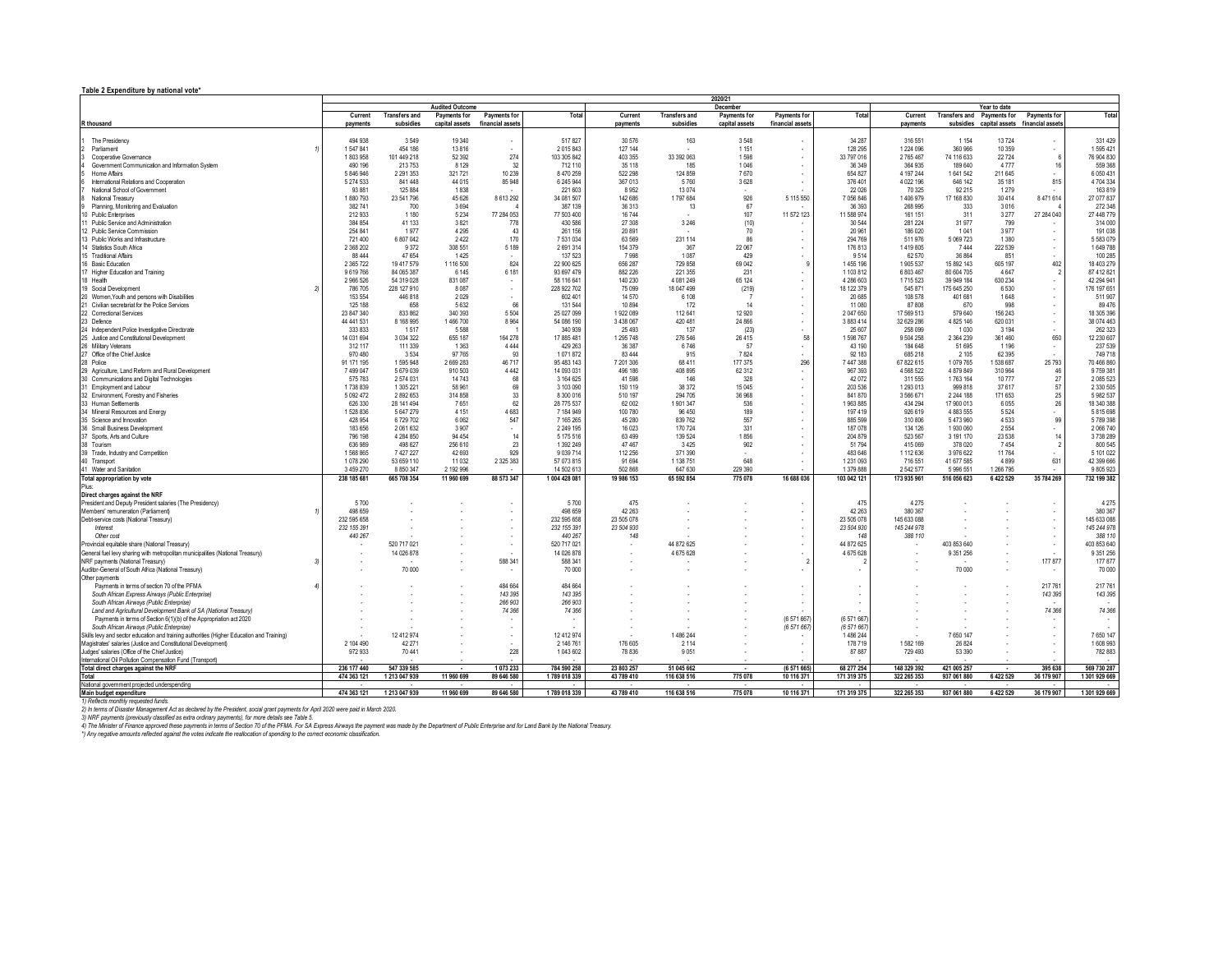**Table 2 Expenditure by national vote***

| R thousand | | Audited Outcome Current payments | Transfers and subsidies | Payments for capital assets | Payments for financial assets | Total | 2020/21 December Current payments | Transfers and subsidies | Payments for capital assets | Payments for financial assets | Total | Year to date Current payments | Transfers and subsidies | Payments for capital assets | Payments for financial assets | Total |
|---|---|---|---|---|---|---|---|---|---|---|---|---|---|---|---|---|
| 1 The Presidency | | 494 938 | 3 549 | 19 340 | - | 517 827 | 30 576 | 163 | 3 548 | - | 34 287 | 316 551 | 1 154 | 13 724 | - | 331 429 |
| 2 Parliament | 1) | 1 547 841 | 454 186 | 13 816 | - | 2 015 843 | 127 144 | - | 1 151 | - | 128 295 | 1 224 096 | 360 966 | 10 359 | - | 1 595 421 |
| 3 Cooperative Governance | | 1 803 958 | 101 449 218 | 52 392 | 274 | 103 305 842 | 403 355 | 33 392 063 | 1 598 | - | 33 797 016 | 2 765 467 | 74 116 633 | 22 724 | 6 | 76 904 830 |
| 4 Government Communication and Information System | | 490 196 | 213 753 | 8 129 | 32 | 712 110 | 35 118 | 185 | 1 046 | - | 36 349 | 364 935 | 189 640 | 4 777 | 16 | 559 368 |
| 5 Home Affairs | | 5 846 946 | 2 291 353 | 321 721 | 10 239 | 8 470 259 | 522 298 | 124 859 | 7 670 | - | 654 827 | 4 197 244 | 1 641 542 | 211 645 | - | 6 050 431 |
| 6 International Relations and Cooperation | | 5 274 533 | 841 448 | 44 015 | 85 948 | 6 245 944 | 367 013 | 5 760 | 3 628 | - | 376 401 | 4 022 196 | 646 142 | 35 181 | 815 | 4 704 334 |
| 7 National School of Government | | 93 881 | 125 884 | 1 838 | - | 221 603 | 8 952 | 13 074 | - | - | 22 026 | 70 325 | 92 215 | 1 279 | - | 163 819 |
| 8 National Treasury | | 1 880 793 | 23 541 796 | 45 626 | 8 613 292 | 34 081 507 | 142 686 | 1 797 684 | 926 | 5 115 550 | 7 056 846 | 1 406 979 | 17 168 830 | 30 414 | 8 471 614 | 27 077 837 |
| 9 Planning, Monitoring and Evaluation | | 382 741 | 700 | 3 694 | 4 | 387 139 | 36 313 | 13 | 67 | - | 36 393 | 268 995 | 333 | 3 016 | 4 | 272 348 |
| 10 Public Enterprises | | 212 933 | 1 180 | 5 234 | 77 284 053 | 77 503 400 | 16 744 | - | 107 | 11 572 123 | 11 588 974 | 161 151 | 311 | 3 277 | 27 284 040 | 27 448 779 |
| 11 Public Service and Administration | | 384 854 | 41 133 | 3 821 | 778 | 430 586 | 27 308 | 3 246 | (10) | - | 30 544 | 281 224 | 31 977 | 799 | - | 314 000 |
| 12 Public Service Commission | | 254 841 | 1 977 | 4 295 | 43 | 261 156 | 20 891 | - | 70 | - | 20 961 | 186 020 | 1 041 | 3 977 | - | 191 038 |
| 13 Public Works and Infrastructure | | 721 400 | 6 807 042 | 2 422 | 170 | 7 531 034 | 63 569 | 231 114 | 86 | - | 294 769 | 511 976 | 5 069 723 | 1 380 | - | 5 583 079 |
| 14 Statistics South Africa | | 2 368 202 | 9 372 | 308 551 | 5 189 | 2 691 314 | 154 379 | 367 | 22 067 | - | 176 813 | 1 419 805 | 7 444 | 222 539 | - | 1 649 788 |
| 15 Traditional Affairs | | 88 444 | 47 654 | 1 425 | - | 137 523 | 7 998 | 1 087 | 429 | - | 9 514 | 62 570 | 36 864 | 851 | - | 100 285 |
| 16 Basic Education | | 2 365 722 | 19 417 579 | 1 116 500 | 824 | 22 900 625 | 656 287 | 729 858 | 69 042 | 9 | 1 455 196 | 1 905 537 | 15 892 143 | 605 197 | 402 | 18 403 279 |
| 17 Higher Education and Training | | 9 619 766 | 84 065 387 | 6 145 | 6 181 | 93 697 479 | 882 226 | 221 355 | 231 | - | 1 103 812 | 6 803 467 | 80 604 705 | 4 647 | 2 | 87 412 821 |
| 18 Health | | 2 966 526 | 54 319 028 | 831 087 | - | 58 116 641 | 140 230 | 4 081 249 | 65 124 | - | 4 286 603 | 1 715 523 | 39 949 184 | 630 234 | - | 42 294 941 |
| 19 Social Development | 2) | 786 705 | 228 127 910 | 8 087 | - | 228 922 702 | 75 099 | 18 047 499 | (219) | - | 18 122 379 | 545 871 | 175 645 250 | 6 530 | - | 176 197 651 |
| 20 Women,Youth and persons with Disabilities | | 153 554 | 446 818 | 2 029 | - | 602 401 | 14 570 | 6 108 | 7 | - | 20 685 | 108 578 | 401 681 | 1 648 | - | 511 907 |
| 21 Civilian secretariat for the Police Services | | 125 188 | 658 | 5 632 | 66 | 131 544 | 10 894 | 172 | 14 | - | 11 080 | 87 808 | 670 | 998 | - | 89 476 |
| 22 Correctional Services | | 23 847 340 | 833 862 | 340 393 | 5 504 | 25 027 099 | 1 922 089 | 112 641 | 12 920 | - | 2 047 650 | 17 569 513 | 579 640 | 156 243 | - | 18 305 396 |
| 23 Defence | | 44 441 531 | 8 168 995 | 1 466 700 | 8 964 | 54 086 190 | 3 438 067 | 420 481 | 24 866 | - | 3 883 414 | 32 629 286 | 4 825 146 | 620 031 | - | 38 074 463 |
| 24 Independent Police Investigative Directorate | | 333 833 | 1 517 | 5 588 | 1 | 340 939 | 25 493 | 137 | (23) | - | 25 607 | 258 099 | 1 030 | 3 194 | - | 262 323 |
| 25 Justice and Constitutional Development | | 14 031 694 | 3 034 322 | 655 187 | 164 278 | 17 885 481 | 1 295 748 | 276 546 | 26 415 | 58 | 1 598 767 | 9 504 258 | 2 364 239 | 361 460 | 650 | 12 230 607 |
| 26 Military Veterans | | 312 117 | 111 339 | 1 363 | 4 444 | 429 263 | 36 387 | 6 746 | 57 | - | 43 190 | 184 648 | 51 695 | 1 196 | - | 237 539 |
| 27 Office of the Chief Justice | | 970 480 | 3 534 | 97 765 | 93 | 1 071 872 | 83 444 | 915 | 7 824 | - | 92 183 | 685 218 | 2 105 | 62 395 | - | 749 718 |
| 28 Police | | 91 171 195 | 1 595 948 | 2 669 283 | 46 717 | 95 483 143 | 7 201 306 | 68 411 | 177 375 | 296 | 7 447 388 | 67 822 615 | 1 079 765 | 1 538 687 | 25 793 | 70 466 860 |
| 29 Agriculture, Land Reform and Rural Development | | 7 499 047 | 5 679 039 | 910 503 | 4 442 | 14 093 031 | 496 186 | 408 895 | 62 312 | - | 967 393 | 4 568 522 | 4 879 849 | 310 964 | 46 | 9 759 381 |
| 30 Communications and Digital Technologies | | 575 783 | 2 574 031 | 14 743 | 68 | 3 164 625 | 41 598 | 146 | 328 | - | 42 072 | 311 555 | 1 763 164 | 10 777 | 27 | 2 085 523 |
| 31 Employment and Labour | | 1 738 839 | 1 305 221 | 58 961 | 69 | 3 103 090 | 150 119 | 38 372 | 15 045 | - | 203 536 | 1 293 013 | 999 818 | 37 617 | 57 | 2 330 505 |
| 32 Environment, Forestry and Fisheries | | 5 092 472 | 2 892 653 | 314 858 | 33 | 8 300 016 | 510 197 | 294 705 | 36 968 | - | 841 870 | 3 566 671 | 2 244 188 | 171 653 | 25 | 5 982 537 |
| 33 Human Settlements | | 626 330 | 28 141 494 | 7 651 | 62 | 28 775 537 | 62 002 | 1 901 347 | 536 | - | 1 963 885 | 434 294 | 17 900 013 | 6 055 | 26 | 18 340 388 |
| 34 Mineral Resources and Energy | | 1 528 836 | 5 647 279 | 4 151 | 4 683 | 7 184 949 | 100 780 | 96 450 | 189 | - | 197 419 | 926 619 | 4 883 555 | 5 524 | - | 5 815 698 |
| 35 Science and Innovation | | 428 954 | 6 729 702 | 6 062 | 547 | 7 165 265 | 45 280 | 839 762 | 557 | - | 885 599 | 310 806 | 5 473 960 | 4 533 | 99 | 5 789 398 |
| 36 Small Business Development | | 183 656 | 2 061 632 | 3 907 | - | 2 249 195 | 16 023 | 170 724 | 331 | - | 187 078 | 134 126 | 1 930 060 | 2 554 | - | 2 066 740 |
| 37 Sports, Arts and Culture | | 796 198 | 4 284 850 | 94 454 | 14 | 5 175 516 | 63 499 | 139 524 | 1 856 | - | 204 879 | 523 567 | 3 191 170 | 23 538 | 14 | 3 738 289 |
| 38 Tourism | | 636 989 | 498 627 | 256 610 | 23 | 1 392 249 | 47 467 | 3 425 | 902 | - | 51 794 | 415 069 | 378 020 | 7 454 | 2 | 800 545 |
| 39 Trade, Industry and Competition | | 1 568 865 | 7 427 227 | 42 693 | 929 | 9 039 714 | 112 256 | 371 390 | - | - | 483 646 | 1 112 636 | 3 976 622 | 11 764 | - | 5 101 022 |
| 40 Transport | | 1 078 290 | 53 659 110 | 11 032 | 2 325 383 | 57 073 815 | 91 694 | 1 138 751 | 648 | - | 1 231 093 | 716 551 | 41 677 585 | 4 899 | 631 | 42 399 666 |
| 41 Water and Sanitation | | 3 459 270 | 8 850 347 | 2 192 996 | - | 14 502 613 | 502 868 | 647 630 | 229 390 | - | 1 379 888 | 2 542 577 | 5 996 551 | 1 266 795 | - | 9 805 923 |
| **Total appropriation by vote** | | **238 185 681** | **665 708 354** | **11 960 699** | **88 573 347** | **1 004 428 081** | **19 986 153** | **65 592 854** | **775 078** | **16 688 036** | **103 042 121** | **173 935 961** | **516 056 623** | **6 422 529** | **35 784 269** | **732 199 382** |
| Plus: | | | | | | | | | | | | | | | | |
| **Direct charges against the NRF** | | | | | | | | | | | | | | | | |
| President and Deputy President salaries (The Presidency) | | 5 700 | - | - | - | 5 700 | 475 | - | - | - | 475 | 4 275 | - | - | - | 4 275 |
| Members' remuneration (Parliament) | 1) | 498 659 | - | - | - | 498 659 | 42 263 | - | - | - | 42 263 | 380 367 | - | - | - | 380 367 |
| Debt-service costs (National Treasury) | | 232 595 658 | - | - | - | 232 595 658 | 23 505 078 | - | - | - | 23 505 078 | 145 633 088 | - | - | - | 145 633 088 |
| *Interest* | | *232 155 391* | - | - | - | *232 155 391* | *23 504 930* | - | - | - | *23 504 930* | *145 244 978* | - | - | - | *145 244 978* |
| *Other cost* | | *440 267* | - | - | - | *440 267* | *148* | - | - | - | *148* | *388 110* | - | - | - | *388 110* |
| Provincial equitable share (National Treasury) | | - | 520 717 021 | - | - | 520 717 021 | - | 44 872 625 | - | - | 44 872 625 | - | 403 853 640 | - | - | 403 853 640 |
| General fuel levy sharing with metropolitan municipalities (National Treasury) | | - | 14 026 878 | - | - | 14 026 878 | - | 4 675 628 | - | - | 4 675 628 | - | 9 351 256 | - | - | 9 351 256 |
| NRF payments (National Treasury) | 3) | - | - | - | 588 341 | 588 341 | - | - | - | 2 | 2 | - | - | - | 177 877 | 177 877 |
| Auditor-General of South Africa (National Treasury) | | - | 70 000 | - | - | 70 000 | - | - | - | - | - | - | 70 000 | - | - | 70 000 |
| Other payments | | | | | | | | | | | | | | | | |
| Payments in terms of section 70 of the PFMA | 4) | - | - | - | 484 664 | 484 664 | - | - | - | - | - | - | - | - | 217 761 | 217 761 |
| *South African Express Airways (Public Enterprise)* | | - | - | - | *143 395* | *143 395* | - | - | - | - | - | - | - | - | *143 395* | *143 395* |
| *South African Airways (Public Enterprise)* | | - | - | - | *266 903* | *266 903* | - | - | - | - | - | - | - | - | - | - |
| *Land and Agricultural Development Bank of SA (National Treasury)* | | - | - | - | *74 366* | *74 366* | - | - | - | - | - | - | - | - | *74 366* | *74 366* |
| Payments in terms of Section 6(1)(b) of the Appropriation act 2020 | | - | - | - | - | - | - | - | - | (6 571 667) | (6 571 667) | - | - | - | - | - |
| *South African Airways (Public Enterprise)* | | - | - | - | - | - | - | - | - | *(6 571 667)* | *(6 571 667)* | - | - | - | - | - |
| Skills levy and sector education and training authorities (Higher Education and Training) | | - | 12 412 974 | - | - | 12 412 974 | - | 1 486 244 | - | - | 1 486 244 | - | 7 650 147 | - | - | 7 650 147 |
| Magistrates' salaries (Justice and Constitutional Development) | | 2 104 490 | 42 271 | - | - | 2 146 761 | 176 605 | 2 114 | - | - | 178 719 | 1 582 169 | 26 824 | - | - | 1 608 993 |
| Judges' salaries (Office of the Chief Justice) | | 972 933 | 70 441 | - | 228 | 1 043 602 | 78 836 | 9 051 | - | - | 87 887 | 729 493 | 53 390 | - | - | 782 883 |
| International Oil Pollution Compensation Fund (Transport) | | - | - | - | - | - | - | - | - | - | - | - | - | - | - | - |
| **Total direct charges against the NRF** | | **236 177 440** | **547 339 585** | **-** | **1 073 233** | **784 590 258** | **23 803 257** | **51 045 662** | **-** | **(6 571 665)** | **68 277 254** | **148 329 392** | **421 005 257** | **-** | **395 638** | **569 730 287** |
| **Total** | | **474 363 121** | **1 213 047 939** | **11 960 699** | **89 646 580** | **1 789 018 339** | **43 789 410** | **116 638 516** | **775 078** | **10 116 371** | **171 319 375** | **322 265 353** | **937 061 880** | **6 422 529** | **36 179 907** | **1 301 929 669** |
| National government projected underspending | | - | - | - | - | - | - | - | - | - | - | - | - | - | - | - |
| **Main budget expenditure** | | **474 363 121** | **1 213 047 939** | **11 960 699** | **89 646 580** | **1 789 018 339** | **43 789 410** | **116 638 516** | **775 078** | **10 116 371** | **171 319 375** | **322 265 353** | **937 061 880** | **6 422 529** | **36 179 907** | **1 301 929 669** |

*1) Reflects monthly requested funds.*

*2) In terms of Disaster Management Act as declared by the President, social grant payments for April 2020 were paid in March 2020.*

*3) NRF payments (previously classified as extra ordinary payments), for more details see Table 5.*

*4) The Minister of Finance approved these payments in terms of Section 70 of the PFMA. For SA Express Airways the payment was made by the Department of Public Enterprise and for Land Bank by the National Treasury.*

*\*) Any negative amounts reflected against the votes indicate the reallocation of spending to the correct economic classification.*